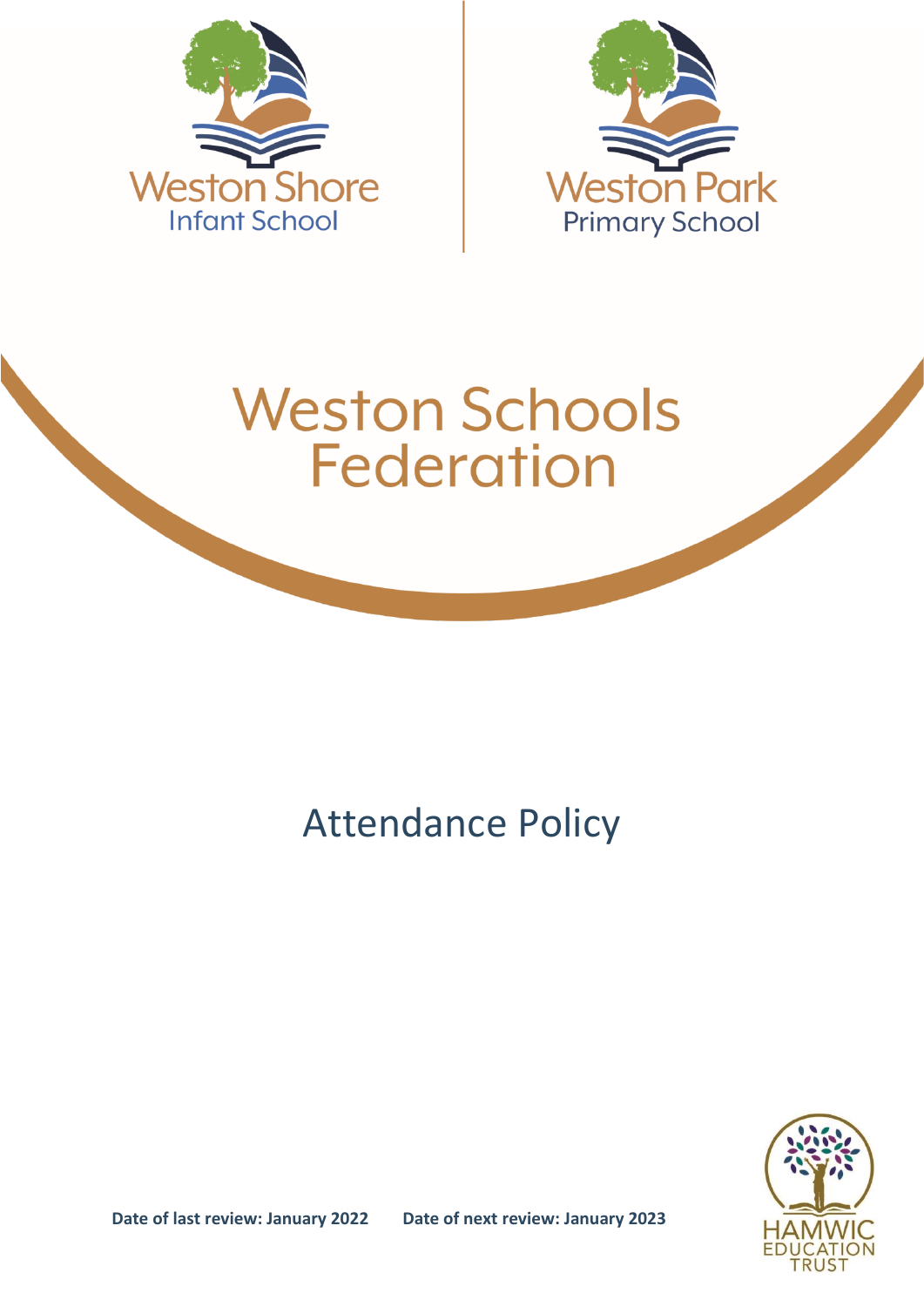Weston Shore
Infant School

Weston Park
Primary School

# Weston Schools Federation

## Attendance Policy

**Date of last review: January 2022** **Date of next review: January 2023**

HAMWIC EDUCATION TRUST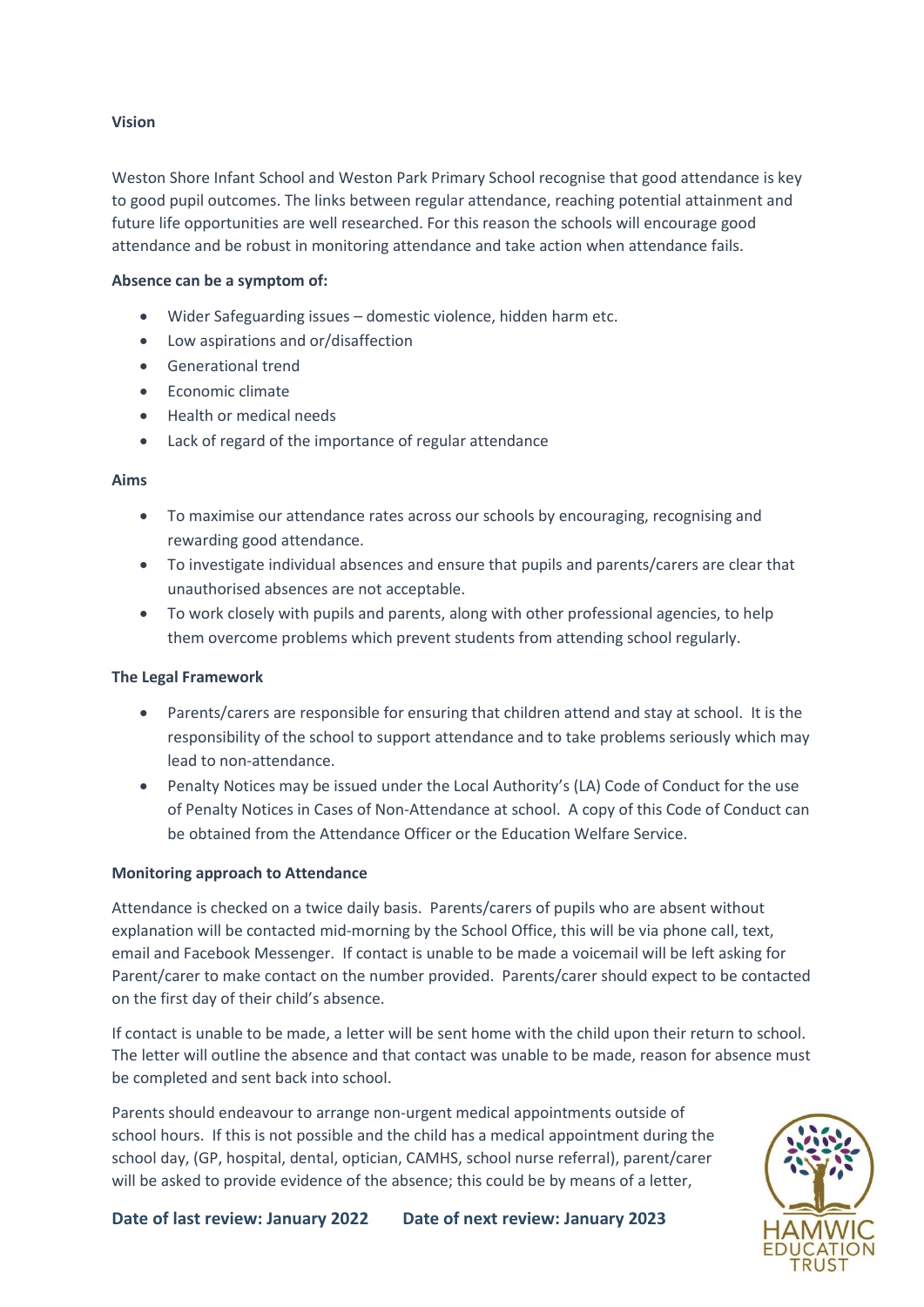**Vision**

Weston Shore Infant School and Weston Park Primary School recognise that good attendance is key to good pupil outcomes. The links between regular attendance, reaching potential attainment and future life opportunities are well researched. For this reason the schools will encourage good attendance and be robust in monitoring attendance and take action when attendance fails.

**Absence can be a symptom of:**

- Wider Safeguarding issues – domestic violence, hidden harm etc.
- Low aspirations and or/disaffection
- Generational trend
- Economic climate
- Health or medical needs
- Lack of regard of the importance of regular attendance

**Aims**

- To maximise our attendance rates across our schools by encouraging, recognising and rewarding good attendance.
- To investigate individual absences and ensure that pupils and parents/carers are clear that unauthorised absences are not acceptable.
- To work closely with pupils and parents, along with other professional agencies, to help them overcome problems which prevent students from attending school regularly.

**The Legal Framework**

- Parents/carers are responsible for ensuring that children attend and stay at school. It is the responsibility of the school to support attendance and to take problems seriously which may lead to non-attendance.
- Penalty Notices may be issued under the Local Authority's (LA) Code of Conduct for the use of Penalty Notices in Cases of Non-Attendance at school. A copy of this Code of Conduct can be obtained from the Attendance Officer or the Education Welfare Service.

**Monitoring approach to Attendance**

Attendance is checked on a twice daily basis. Parents/carers of pupils who are absent without explanation will be contacted mid-morning by the School Office, this will be via phone call, text, email and Facebook Messenger. If contact is unable to be made a voicemail will be left asking for Parent/carer to make contact on the number provided. Parents/carer should expect to be contacted on the first day of their child's absence.

If contact is unable to be made, a letter will be sent home with the child upon their return to school. The letter will outline the absence and that contact was unable to be made, reason for absence must be completed and sent back into school.

Parents should endeavour to arrange non-urgent medical appointments outside of school hours. If this is not possible and the child has a medical appointment during the school day, (GP, hospital, dental, optician, CAMHS, school nurse referral), parent/carer will be asked to provide evidence of the absence; this could be by means of a letter,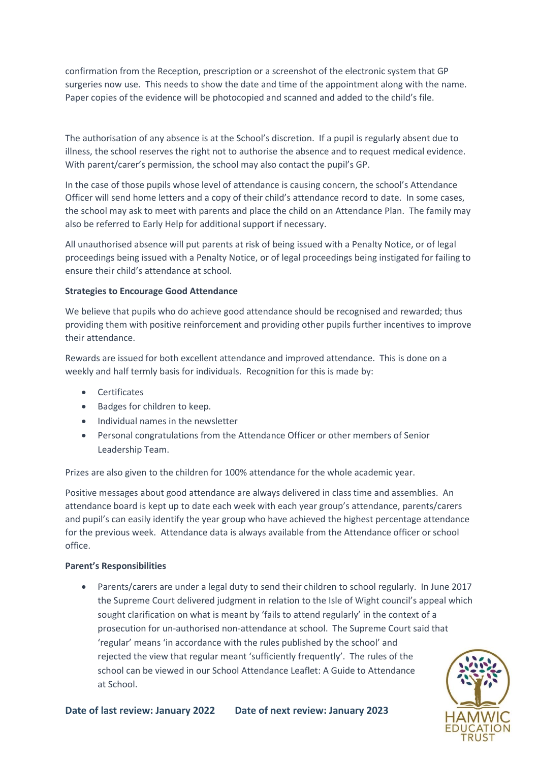confirmation from the Reception, prescription or a screenshot of the electronic system that GP surgeries now use. This needs to show the date and time of the appointment along with the name. Paper copies of the evidence will be photocopied and scanned and added to the child's file.

The authorisation of any absence is at the School's discretion. If a pupil is regularly absent due to illness, the school reserves the right not to authorise the absence and to request medical evidence. With parent/carer's permission, the school may also contact the pupil's GP.

In the case of those pupils whose level of attendance is causing concern, the school's Attendance Officer will send home letters and a copy of their child's attendance record to date. In some cases, the school may ask to meet with parents and place the child on an Attendance Plan. The family may also be referred to Early Help for additional support if necessary.

All unauthorised absence will put parents at risk of being issued with a Penalty Notice, or of legal proceedings being issued with a Penalty Notice, or of legal proceedings being instigated for failing to ensure their child's attendance at school.

**Strategies to Encourage Good Attendance**

We believe that pupils who do achieve good attendance should be recognised and rewarded; thus providing them with positive reinforcement and providing other pupils further incentives to improve their attendance.

Rewards are issued for both excellent attendance and improved attendance. This is done on a weekly and half termly basis for individuals. Recognition for this is made by:

- Certificates
- Badges for children to keep.
- Individual names in the newsletter
- Personal congratulations from the Attendance Officer or other members of Senior Leadership Team.

Prizes are also given to the children for 100% attendance for the whole academic year.

Positive messages about good attendance are always delivered in class time and assemblies. An attendance board is kept up to date each week with each year group's attendance, parents/carers and pupil's can easily identify the year group who have achieved the highest percentage attendance for the previous week. Attendance data is always available from the Attendance officer or school office.

**Parent's Responsibilities**

- Parents/carers are under a legal duty to send their children to school regularly. In June 2017 the Supreme Court delivered judgment in relation to the Isle of Wight council's appeal which sought clarification on what is meant by 'fails to attend regularly' in the context of a prosecution for un-authorised non-attendance at school. The Supreme Court said that 'regular' means 'in accordance with the rules published by the school' and rejected the view that regular meant 'sufficiently frequently'. The rules of the school can be viewed in our School Attendance Leaflet: A Guide to Attendance at School.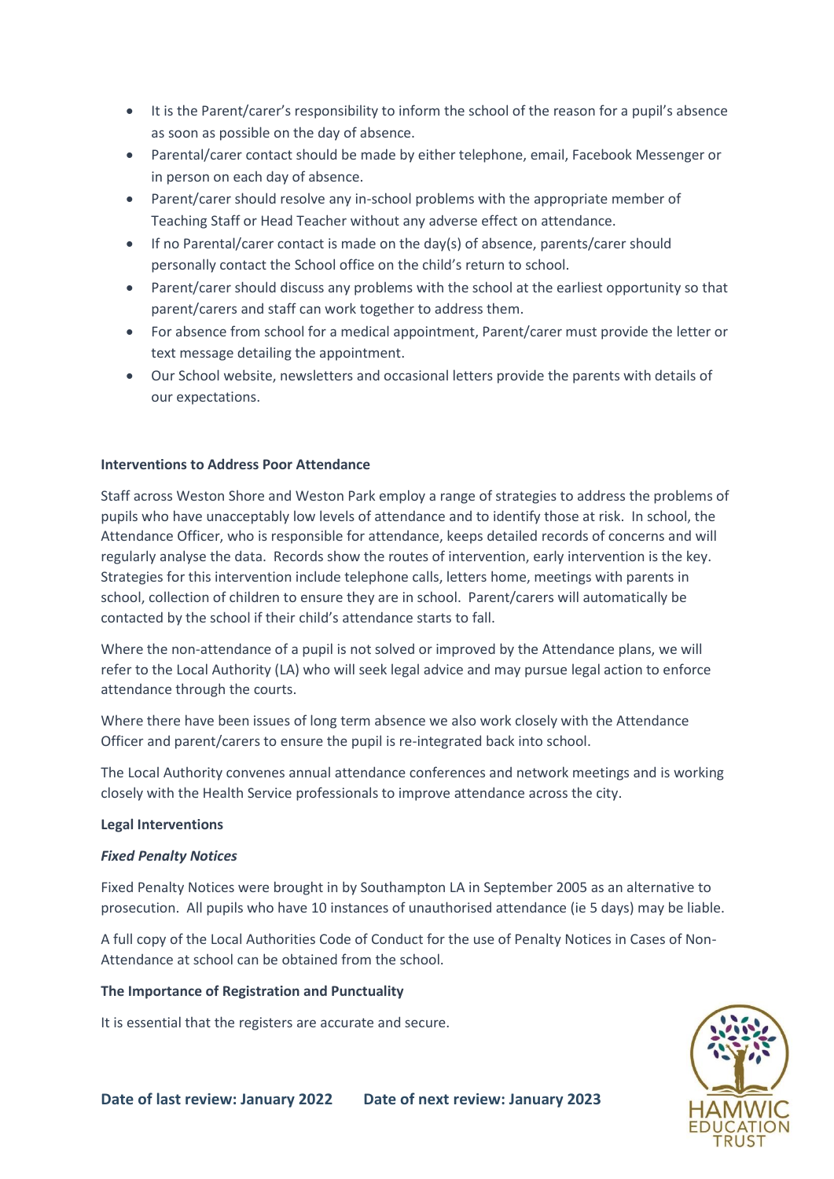- It is the Parent/carer's responsibility to inform the school of the reason for a pupil's absence as soon as possible on the day of absence.
- Parental/carer contact should be made by either telephone, email, Facebook Messenger or in person on each day of absence.
- Parent/carer should resolve any in-school problems with the appropriate member of Teaching Staff or Head Teacher without any adverse effect on attendance.
- If no Parental/carer contact is made on the day(s) of absence, parents/carer should personally contact the School office on the child's return to school.
- Parent/carer should discuss any problems with the school at the earliest opportunity so that parent/carers and staff can work together to address them.
- For absence from school for a medical appointment, Parent/carer must provide the letter or text message detailing the appointment.
- Our School website, newsletters and occasional letters provide the parents with details of our expectations.

**Interventions to Address Poor Attendance**

Staff across Weston Shore and Weston Park employ a range of strategies to address the problems of pupils who have unacceptably low levels of attendance and to identify those at risk. In school, the Attendance Officer, who is responsible for attendance, keeps detailed records of concerns and will regularly analyse the data. Records show the routes of intervention, early intervention is the key. Strategies for this intervention include telephone calls, letters home, meetings with parents in school, collection of children to ensure they are in school. Parent/carers will automatically be contacted by the school if their child's attendance starts to fall.

Where the non-attendance of a pupil is not solved or improved by the Attendance plans, we will refer to the Local Authority (LA) who will seek legal advice and may pursue legal action to enforce attendance through the courts.

Where there have been issues of long term absence we also work closely with the Attendance Officer and parent/carers to ensure the pupil is re-integrated back into school.

The Local Authority convenes annual attendance conferences and network meetings and is working closely with the Health Service professionals to improve attendance across the city.

**Legal Interventions**

***Fixed Penalty Notices***

Fixed Penalty Notices were brought in by Southampton LA in September 2005 as an alternative to prosecution. All pupils who have 10 instances of unauthorised attendance (ie 5 days) may be liable.

A full copy of the Local Authorities Code of Conduct for the use of Penalty Notices in Cases of Non-Attendance at school can be obtained from the school.

**The Importance of Registration and Punctuality**

It is essential that the registers are accurate and secure.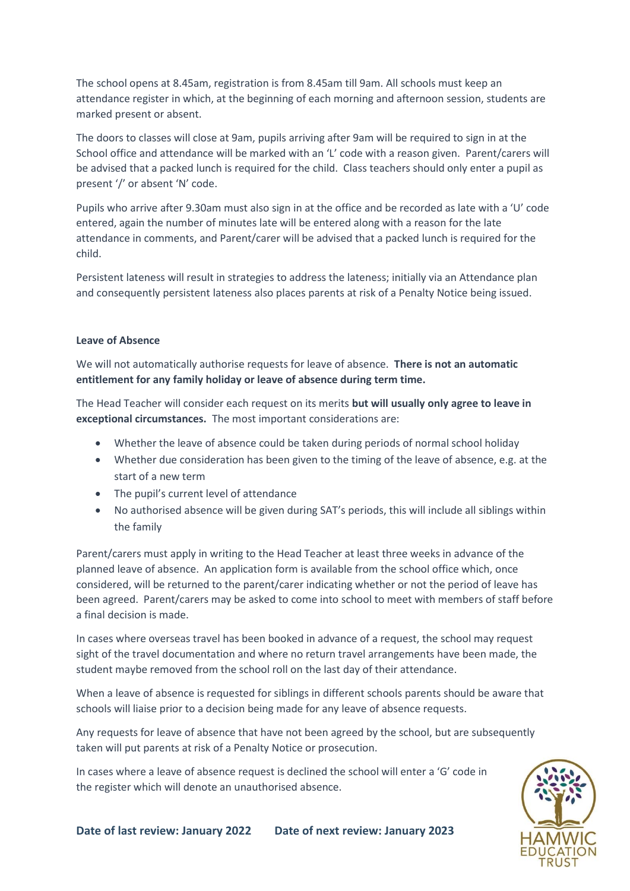The school opens at 8.45am, registration is from 8.45am till 9am. All schools must keep an attendance register in which, at the beginning of each morning and afternoon session, students are marked present or absent.

The doors to classes will close at 9am, pupils arriving after 9am will be required to sign in at the School office and attendance will be marked with an 'L' code with a reason given. Parent/carers will be advised that a packed lunch is required for the child. Class teachers should only enter a pupil as present '/' or absent 'N' code.

Pupils who arrive after 9.30am must also sign in at the office and be recorded as late with a 'U' code entered, again the number of minutes late will be entered along with a reason for the late attendance in comments, and Parent/carer will be advised that a packed lunch is required for the child.

Persistent lateness will result in strategies to address the lateness; initially via an Attendance plan and consequently persistent lateness also places parents at risk of a Penalty Notice being issued.

**Leave of Absence**

We will not automatically authorise requests for leave of absence. **There is not an automatic entitlement for any family holiday or leave of absence during term time.**

The Head Teacher will consider each request on its merits **but will usually only agree to leave in exceptional circumstances.** The most important considerations are:

- Whether the leave of absence could be taken during periods of normal school holiday
- Whether due consideration has been given to the timing of the leave of absence, e.g. at the start of a new term
- The pupil's current level of attendance
- No authorised absence will be given during SAT's periods, this will include all siblings within the family

Parent/carers must apply in writing to the Head Teacher at least three weeks in advance of the planned leave of absence. An application form is available from the school office which, once considered, will be returned to the parent/carer indicating whether or not the period of leave has been agreed. Parent/carers may be asked to come into school to meet with members of staff before a final decision is made.

In cases where overseas travel has been booked in advance of a request, the school may request sight of the travel documentation and where no return travel arrangements have been made, the student maybe removed from the school roll on the last day of their attendance.

When a leave of absence is requested for siblings in different schools parents should be aware that schools will liaise prior to a decision being made for any leave of absence requests.

Any requests for leave of absence that have not been agreed by the school, but are subsequently taken will put parents at risk of a Penalty Notice or prosecution.

In cases where a leave of absence request is declined the school will enter a 'G' code in the register which will denote an unauthorised absence.

**Date of last review: January 2022 Date of next review: January 2023**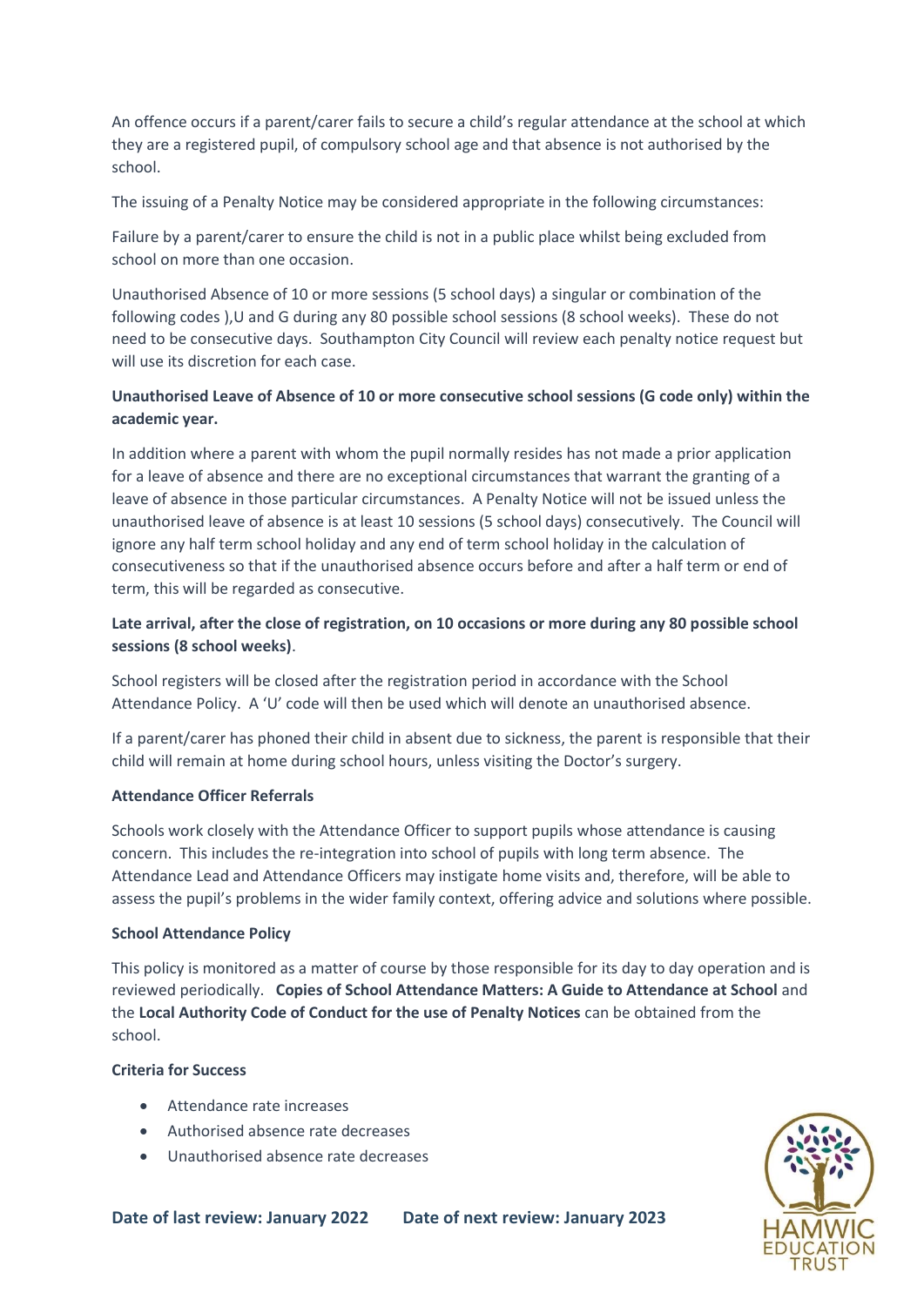An offence occurs if a parent/carer fails to secure a child's regular attendance at the school at which they are a registered pupil, of compulsory school age and that absence is not authorised by the school.

The issuing of a Penalty Notice may be considered appropriate in the following circumstances:

Failure by a parent/carer to ensure the child is not in a public place whilst being excluded from school on more than one occasion.

Unauthorised Absence of 10 or more sessions (5 school days) a singular or combination of the following codes ),U and G during any 80 possible school sessions (8 school weeks). These do not need to be consecutive days. Southampton City Council will review each penalty notice request but will use its discretion for each case.

**Unauthorised Leave of Absence of 10 or more consecutive school sessions (G code only) within the academic year.**

In addition where a parent with whom the pupil normally resides has not made a prior application for a leave of absence and there are no exceptional circumstances that warrant the granting of a leave of absence in those particular circumstances. A Penalty Notice will not be issued unless the unauthorised leave of absence is at least 10 sessions (5 school days) consecutively. The Council will ignore any half term school holiday and any end of term school holiday in the calculation of consecutiveness so that if the unauthorised absence occurs before and after a half term or end of term, this will be regarded as consecutive.

**Late arrival, after the close of registration, on 10 occasions or more during any 80 possible school sessions (8 school weeks)**.

School registers will be closed after the registration period in accordance with the School Attendance Policy. A 'U' code will then be used which will denote an unauthorised absence.

If a parent/carer has phoned their child in absent due to sickness, the parent is responsible that their child will remain at home during school hours, unless visiting the Doctor's surgery.

**Attendance Officer Referrals**

Schools work closely with the Attendance Officer to support pupils whose attendance is causing concern. This includes the re-integration into school of pupils with long term absence. The Attendance Lead and Attendance Officers may instigate home visits and, therefore, will be able to assess the pupil's problems in the wider family context, offering advice and solutions where possible.

**School Attendance Policy**

This policy is monitored as a matter of course by those responsible for its day to day operation and is reviewed periodically. **Copies of School Attendance Matters: A Guide to Attendance at School** and the **Local Authority Code of Conduct for the use of Penalty Notices** can be obtained from the school.

**Criteria for Success**

- Attendance rate increases
- Authorised absence rate decreases
- Unauthorised absence rate decreases

**Date of last review: January 2022 Date of next review: January 2023**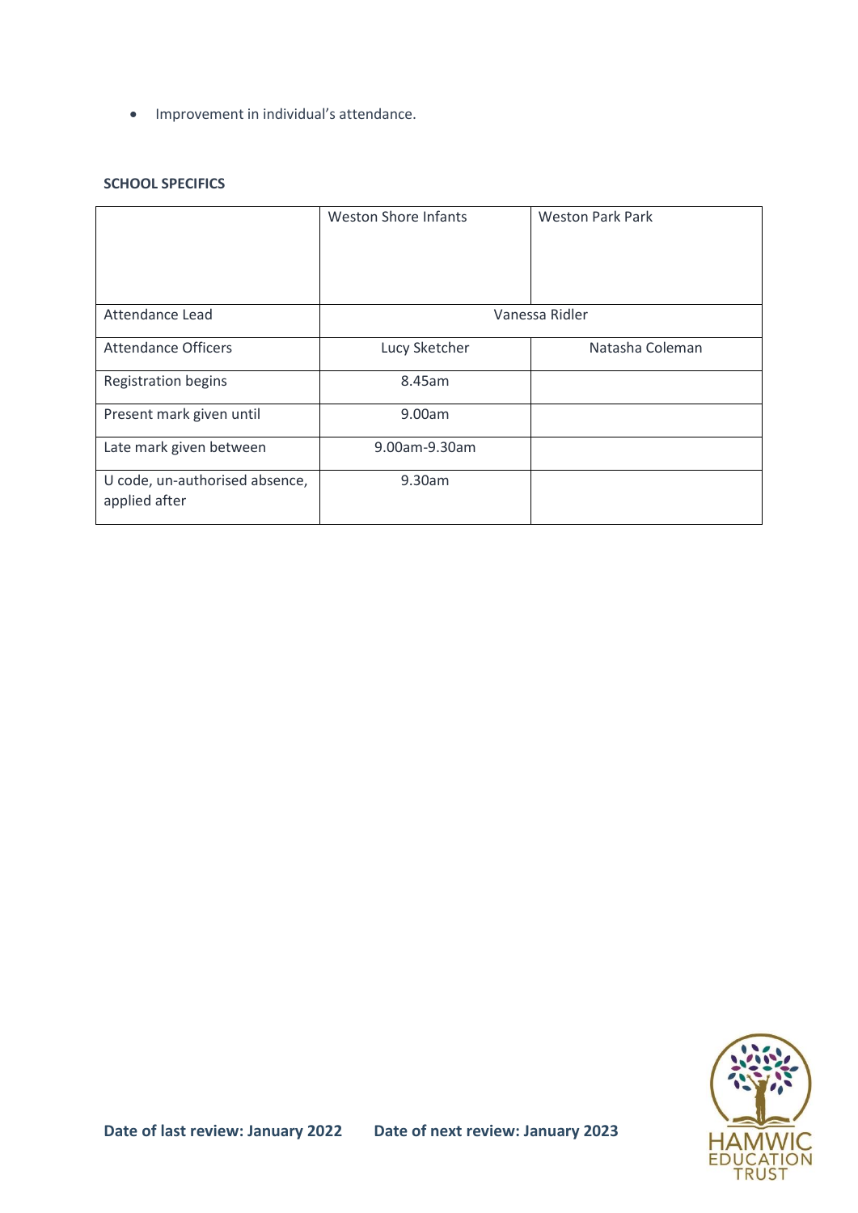- Improvement in individual's attendance.

**SCHOOL SPECIFICS**

| | Weston Shore Infants | Weston Park Park |
|---|---|---|
| Attendance Lead | Vanessa Ridler | |
| Attendance Officers | Lucy Sketcher | Natasha Coleman |
| Registration begins | 8.45am | |
| Present mark given until | 9.00am | |
| Late mark given between | 9.00am-9.30am | |
| U code, un-authorised absence, applied after | 9.30am | |

**Date of last review: January 2022** **Date of next review: January 2023**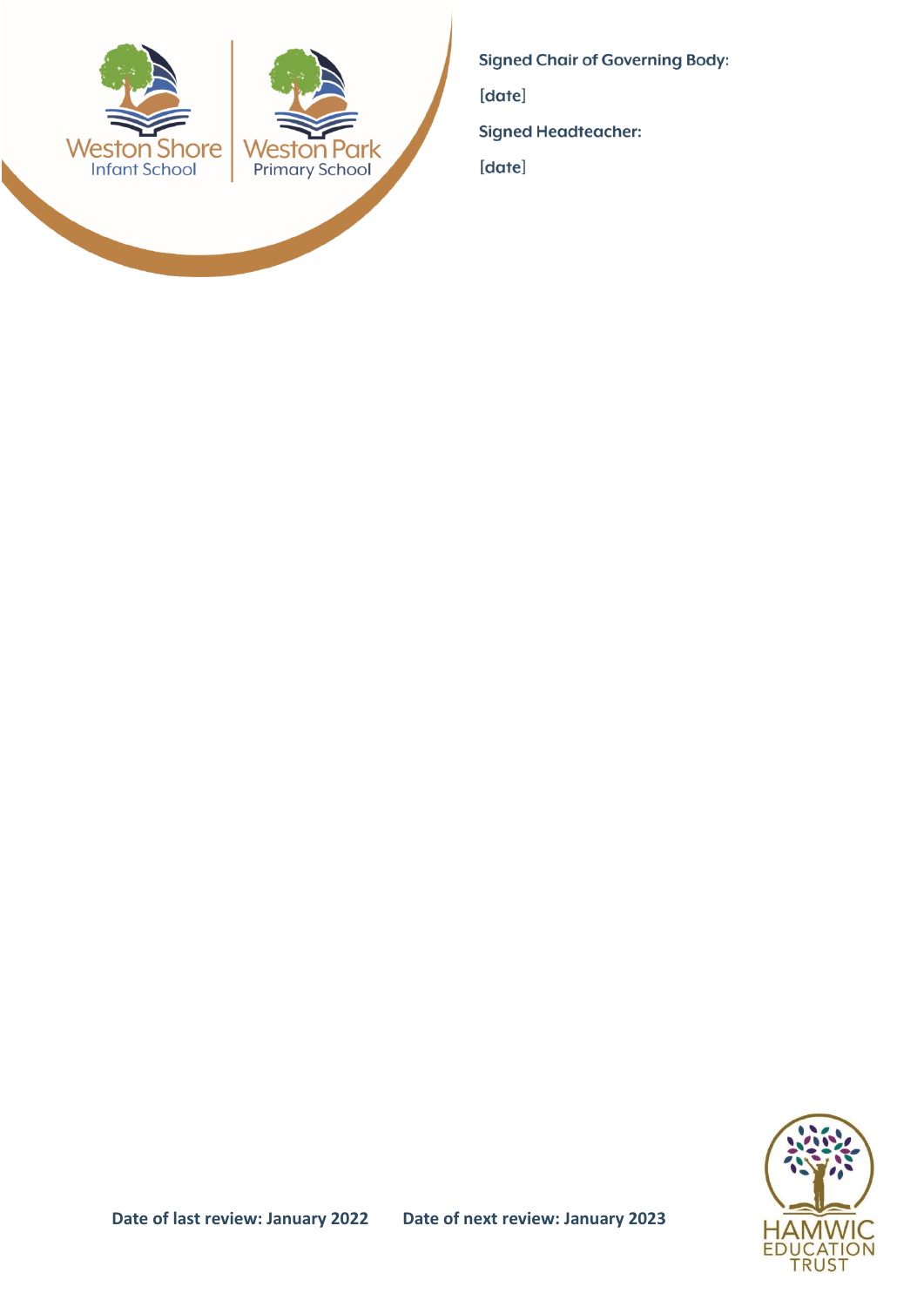Weston Shore Infant School | Weston Park Primary School

Signed Chair of Governing Body:

[date]

Signed Headteacher:

[date]

Date of last review: January 2022 Date of next review: January 2023

HAMWIC EDUCATION TRUST